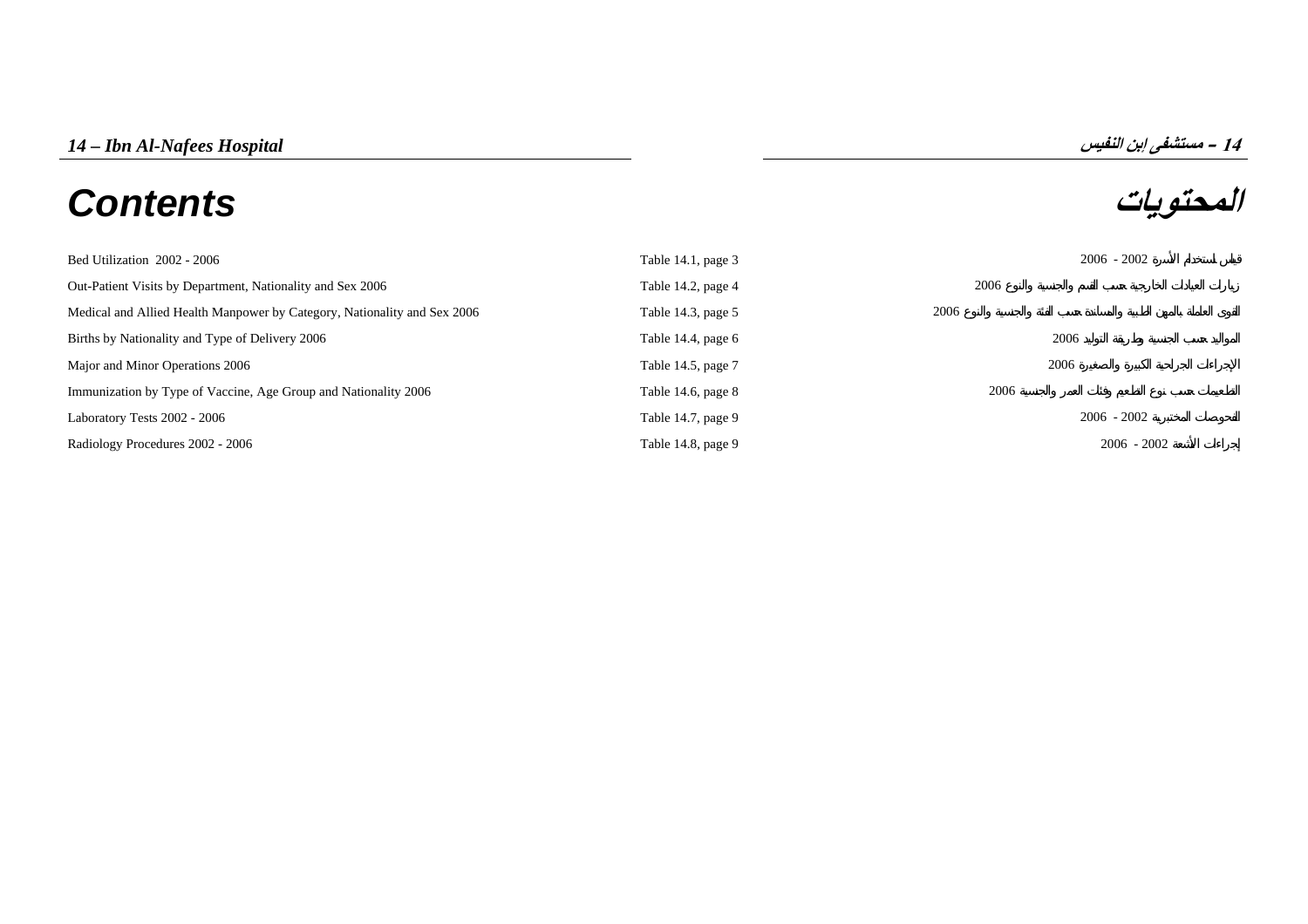# 14 – Ibn Al-Nafees Hospital

# 14 – مستشفى إبن النفيس

## Contents

## المحتويات

| | | |
|---|---|---|
| Bed Utilization 2002 - 2006 | Table 14.1, page 3 | قياس إستخدام الأسرة 2002 - 2006 |
| Out-Patient Visits by Department, Nationality and Sex 2006 | Table 14.2, page 4 | زيارات العيادات الخارجية حسب القسم والجنسية والنوع 2006 |
| Medical and Allied Health Manpower by Category, Nationality and Sex 2006 | Table 14.3, page 5 | القوى العاملة بالمهن الطبية والمساندة حسب الفئة والجنسية والنوع 2006 |
| Births by Nationality and Type of Delivery 2006 | Table 14.4, page 6 | المواليد حسب الجنسية وطريقة التوليد 2006 |
| Major and Minor Operations 2006 | Table 14.5, page 7 | الإجراءات الجراحية الكبيرة والصغيرة 2006 |
| Immunization by Type of Vaccine, Age Group and Nationality 2006 | Table 14.6, page 8 | التطعيمات حسب نوع الطعم وفئات العمر والجنسية 2006 |
| Laboratory Tests 2002 - 2006 | Table 14.7, page 9 | الفحوصات المختبرية 2002 - 2006 |
| Radiology Procedures 2002 - 2006 | Table 14.8, page 9 | إجراءات الأشعة 2002 - 2006 |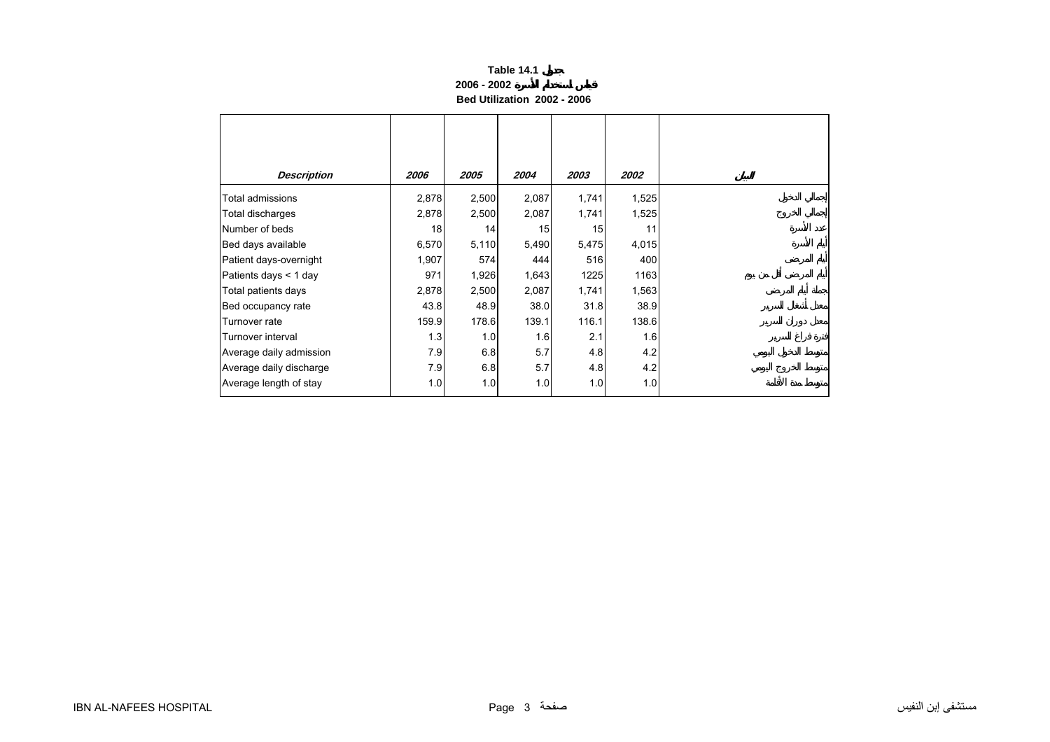**Table 14.1 جدول**

**2006 - 2002 قياس استخدام الأسرة**

**Bed Utilization 2002 - 2006**

| *Description* | *2006* | *2005* | *2004* | *2003* | *2002* | البيان |
|---|---|---|---|---|---|---|
| Total admissions | 2,878 | 2,500 | 2,087 | 1,741 | 1,525 | إجمالي الدخول |
| Total discharges | 2,878 | 2,500 | 2,087 | 1,741 | 1,525 | إجمالي الخروج |
| Number of beds | 18 | 14 | 15 | 15 | 11 | عدد الأسرة |
| Bed days available | 6,570 | 5,110 | 5,490 | 5,475 | 4,015 | أيام الأسرة |
| Patient days-overnight | 1,907 | 574 | 444 | 516 | 400 | أيام المرضى |
| Patients days < 1 day | 971 | 1,926 | 1,643 | 1225 | 1163 | أيام المرضى أقل من يوم |
| Total patients days | 2,878 | 2,500 | 2,087 | 1,741 | 1,563 | جملة أيام المرضى |
| Bed occupancy rate | 43.8 | 48.9 | 38.0 | 31.8 | 38.9 | معدل أشغال السرير |
| Turnover rate | 159.9 | 178.6 | 139.1 | 116.1 | 138.6 | معدل دوران السرير |
| Turnover interval | 1.3 | 1.0 | 1.6 | 2.1 | 1.6 | فترة فراغ السرير |
| Average daily admission | 7.9 | 6.8 | 5.7 | 4.8 | 4.2 | متوسط الدخول اليومي |
| Average daily discharge | 7.9 | 6.8 | 5.7 | 4.8 | 4.2 | متوسط الخروج اليومي |
| Average length of stay | 1.0 | 1.0 | 1.0 | 1.0 | 1.0 | متوسط مدة الأقامة |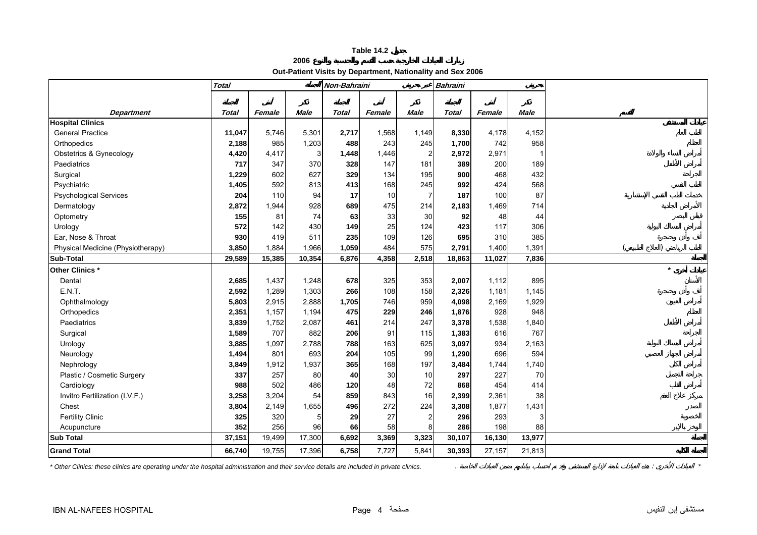# Table 14.2 جدول

## زيارات العيادات الخارجية حسب القسم والجنسية والنوع 2006

## Out-Patient Visits by Department, Nationality and Sex 2006

| | Total | | الجملة | Non-Bahraini | | غير بحريني | Bahraini | | بحريني | |
|---|---|---|---|---|---|---|---|---|---|---|
| | الجملة | أنثى | ذكر | الجملة | أنثى | ذكر | الجملة | أنثى | ذكر | |
| **Department** | **Total** | **Female** | **Male** | **Total** | **Female** | **Male** | **Total** | **Female** | **Male** | **القسم** |
| **Hospital Clinics** | | | | | | | | | | **عيادات المستشفى** |
| General Practice | **11,047** | 5,746 | 5,301 | **2,717** | 1,568 | 1,149 | **8,330** | 4,178 | 4,152 | الطب العام |
| Orthopedics | **2,188** | 985 | 1,203 | **488** | 243 | 245 | **1,700** | 742 | 958 | العظام |
| Obstetrics & Gynecology | **4,420** | 4,417 | 3 | **1,448** | 1,446 | 2 | **2,972** | 2,971 | 1 | أمراض النساء والولادة |
| Paediatrics | **717** | 347 | 370 | **328** | 147 | 181 | **389** | 200 | 189 | أمراض الأطفال |
| Surgical | **1,229** | 602 | 627 | **329** | 134 | 195 | **900** | 468 | 432 | الجراحة |
| Psychiatric | **1,405** | 592 | 813 | **413** | 168 | 245 | **992** | 424 | 568 | الطب النفسي |
| Psychological Services | **204** | 110 | 94 | **17** | 10 | 7 | **187** | 100 | 87 | خدمات الطب النفسي الإستشارية |
| Dermatology | **2,872** | 1,944 | 928 | **689** | 475 | 214 | **2,183** | 1,469 | 714 | الأمراض الجلدية |
| Optometry | **155** | 81 | 74 | **63** | 33 | 30 | **92** | 48 | 44 | قياس البصر |
| Urology | **572** | 142 | 430 | **149** | 25 | 124 | **423** | 117 | 306 | أمراض المسالك البولية |
| Ear, Nose & Throat | **930** | 419 | 511 | **235** | 109 | 126 | **695** | 310 | 385 | أنف وأذن وحنجرة |
| Physical Medicine (Physiotherapy) | **3,850** | 1,884 | 1,966 | **1,059** | 484 | 575 | **2,791** | 1,400 | 1,391 | الطب الرياضي (العلاج الطبيعي) |
| **Sub-Total** | **29,589** | **15,385** | **10,354** | **6,876** | **4,358** | **2,518** | **18,863** | **11,027** | **7,836** | **الجملة** |
| **Other Clinics *** | | | | | | | | | | **عيادات أخرى *** |
| Dental | **2,685** | 1,437 | 1,248 | **678** | 325 | 353 | **2,007** | 1,112 | 895 | الأسنان |
| E.N.T. | **2,592** | 1,289 | 1,303 | **266** | 108 | 158 | **2,326** | 1,181 | 1,145 | أنف وأذن وحنجرة |
| Ophthalmology | **5,803** | 2,915 | 2,888 | **1,705** | 746 | 959 | **4,098** | 2,169 | 1,929 | أمراض العيون |
| Orthopedics | **2,351** | 1,157 | 1,194 | **475** | **229** | **246** | **1,876** | 928 | 948 | العظام |
| Paediatrics | **3,839** | 1,752 | 2,087 | **461** | 214 | 247 | **3,378** | 1,538 | 1,840 | أمراض الأطفال |
| Surgical | **1,589** | 707 | 882 | **206** | 91 | 115 | **1,383** | 616 | 767 | الجراحة |
| Urology | **3,885** | 1,097 | 2,788 | **788** | 163 | 625 | **3,097** | 934 | 2,163 | أمراض المسالك البولية |
| Neurology | **1,494** | 801 | 693 | **204** | 105 | 99 | **1,290** | 696 | 594 | أمراض الجهاز العصبي |
| Nephrology | **3,849** | 1,912 | 1,937 | **365** | 168 | 197 | **3,484** | 1,744 | 1,740 | أمراض الكلى |
| Plastic / Cosmetic Surgery | **337** | 257 | 80 | **40** | 30 | 10 | **297** | 227 | 70 | جراحة التجميل |
| Cardiology | **988** | 502 | 486 | **120** | 48 | 72 | **868** | 454 | 414 | أمراض القلب |
| Invitro Fertilization (I.V.F.) | **3,258** | 3,204 | 54 | **859** | 843 | 16 | **2,399** | 2,361 | 38 | مركز علاج العقم |
| Chest | **3,804** | 2,149 | 1,655 | **496** | 272 | 224 | **3,308** | 1,877 | 1,431 | الصدر |
| Fertility Clinic | **325** | 320 | 5 | **29** | 27 | 2 | **296** | 293 | 3 | الخصوبة |
| Acupuncture | **352** | 256 | 96 | **66** | 58 | 8 | **286** | 198 | 88 | الوخز بالإبر |
| **Sub Total** | **37,151** | **19,499** | **17,300** | **6,692** | **3,369** | **3,323** | **30,107** | **16,130** | **13,977** | **الجملة** |
| **Grand Total** | **66,740** | **19,755** | **17,396** | **6,758** | **7,727** | **5,841** | **30,393** | **27,157** | **21,813** | **الجملة الكلية** |

*\* Other Clinics: these clinics are operating under the hospital administration and their service details are included in private clinics.*

*\* العيادات الأخرى : هذه العيادات تابعة لإدارة المستشفى وقد تم احتساب بياناتهم ضمن العيادات الخاصة .*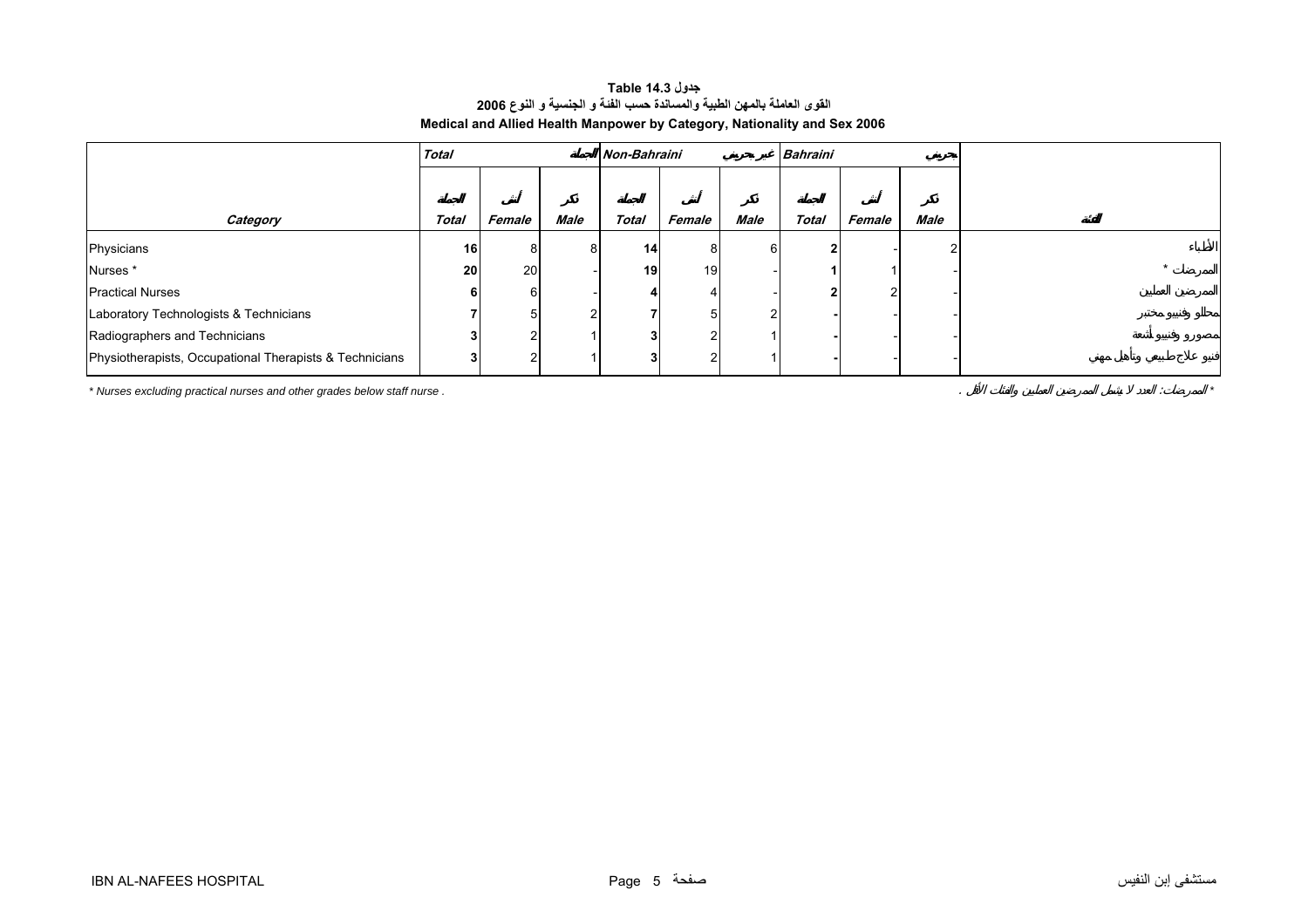**Table 14.3 جدول**

**القوى العاملة بالمهن الطبية والمساندة حسب الفئة و الجنسية و النوع 2006**

**Medical and Allied Health Manpower by Category, Nationality and Sex 2006**

| | *Total* الجملة | | | *Non-Bahraini* غير بحريني | | | *Bahraini* بحريني | | | |
|---|---|---|---|---|---|---|---|---|---|---|
| ***Category*** | ***Total*** الجملة | ***Female*** أنثى | ***Male*** ذكر | ***Total*** الجملة | ***Female*** أنثى | ***Male*** ذكر | ***Total*** الجملة | ***Female*** أنثى | ***Male*** ذكر | **الفئة** |
| Physicians | **16** | 8 | 8 | **14** | 8 | 6 | **2** | - | 2 | الأطباء |
| Nurses * | **20** | 20 | - | **19** | 19 | - | **1** | 1 | - | الممرضات * |
| Practical Nurses | **6** | 6 | - | **4** | 4 | - | **2** | 2 | - | الممرضين العمليين |
| Laboratory Technologists & Technicians | **7** | 5 | 2 | **7** | 5 | 2 | **-** | - | - | محللو وفنيو مختبر |
| Radiographers and Technicians | **3** | 2 | 1 | **3** | 2 | 1 | **-** | - | - | مصورو وفنيو أشعة |
| Physiotherapists, Occupational Therapists & Technicians | **3** | 2 | 1 | **3** | 2 | 1 | **-** | - | - | فنيو علاج طبيعي وتأهيل مهني |

*\* Nurses excluding practical nurses and other grades below staff nurse .*

*\* الممرضات: العدد لا يشمل الممرضين العمليين والفئات الأقل .*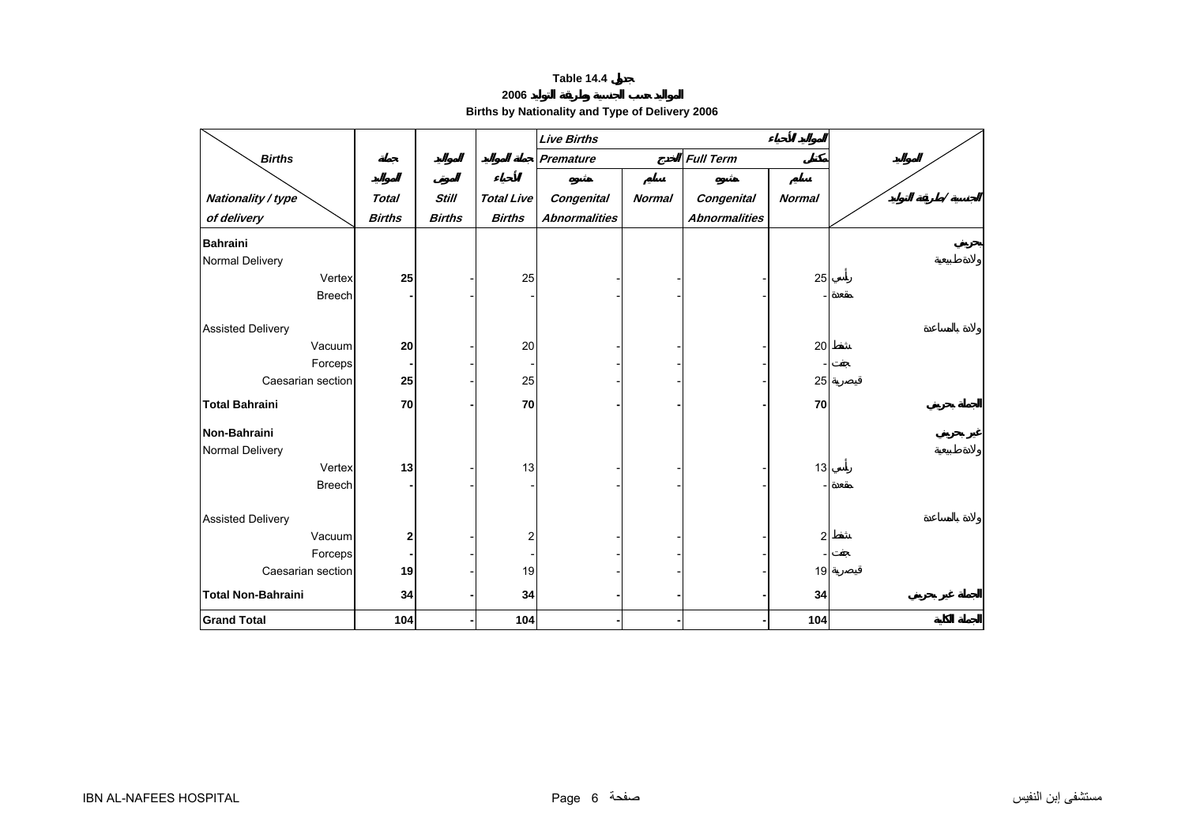**Table 14.4 جدول**

**2006 المواليد حسب الجنسية وطريقة التوليد**

**Births by Nationality and Type of Delivery 2006**

| Births / Nationality / type of delivery | Total Births جملة المواليد | Still Births المواليد الموتى | Total Live Births جملة المواليد الأحياء | Live Births المواليد الأحياء: Premature الخدج: Congenital Abnormalities مشوه | Premature الخدج: Normal سليم | Full Term مكتمل: Congenital Abnormalities مشوه | Full Term مكتمل: Normal سليم | المواليد / الجنسية / طريقة التوليد |
|---|---|---|---|---|---|---|---|---|
| **Bahraini** | | | | | | | | **بحريني** |
| Normal Delivery | | | | | | | | ولادة طبيعية |
| Vertex | **25** | - | 25 | - | - | - | 25 | رأسي |
| Breech | **-** | - | - | - | - | - | - | مقعدة |
| Assisted Delivery | | | | | | | | ولادة بالمساعدة |
| Vacuum | **20** | - | 20 | - | - | - | 20 | شفط |
| Forceps | **-** | - | - | - | - | - | - | جفت |
| Caesarian section | **25** | - | 25 | - | - | - | 25 | قيصرية |
| **Total Bahraini** | **70** | **-** | **70** | **-** | **-** | **-** | **70** | **الجملة بحريني** |
| **Non-Bahraini** | | | | | | | | **غير بحريني** |
| Normal Delivery | | | | | | | | ولادة طبيعية |
| Vertex | **13** | - | 13 | - | - | - | 13 | رأسي |
| Breech | **-** | - | - | - | - | - | - | مقعدة |
| Assisted Delivery | | | | | | | | ولادة بالمساعدة |
| Vacuum | **2** | - | 2 | - | - | - | 2 | شفط |
| Forceps | **-** | - | - | - | - | - | - | جفت |
| Caesarian section | **19** | - | 19 | - | - | - | 19 | قيصرية |
| **Total Non-Bahraini** | **34** | **-** | **34** | **-** | **-** | **-** | **34** | **الجملة غير بحريني** |
| **Grand Total** | **104** | **-** | **104** | **-** | **-** | **-** | **104** | **الجملة الكلية** |

IBN AL-NAFEES HOSPITAL — مستشفى إبن النفيس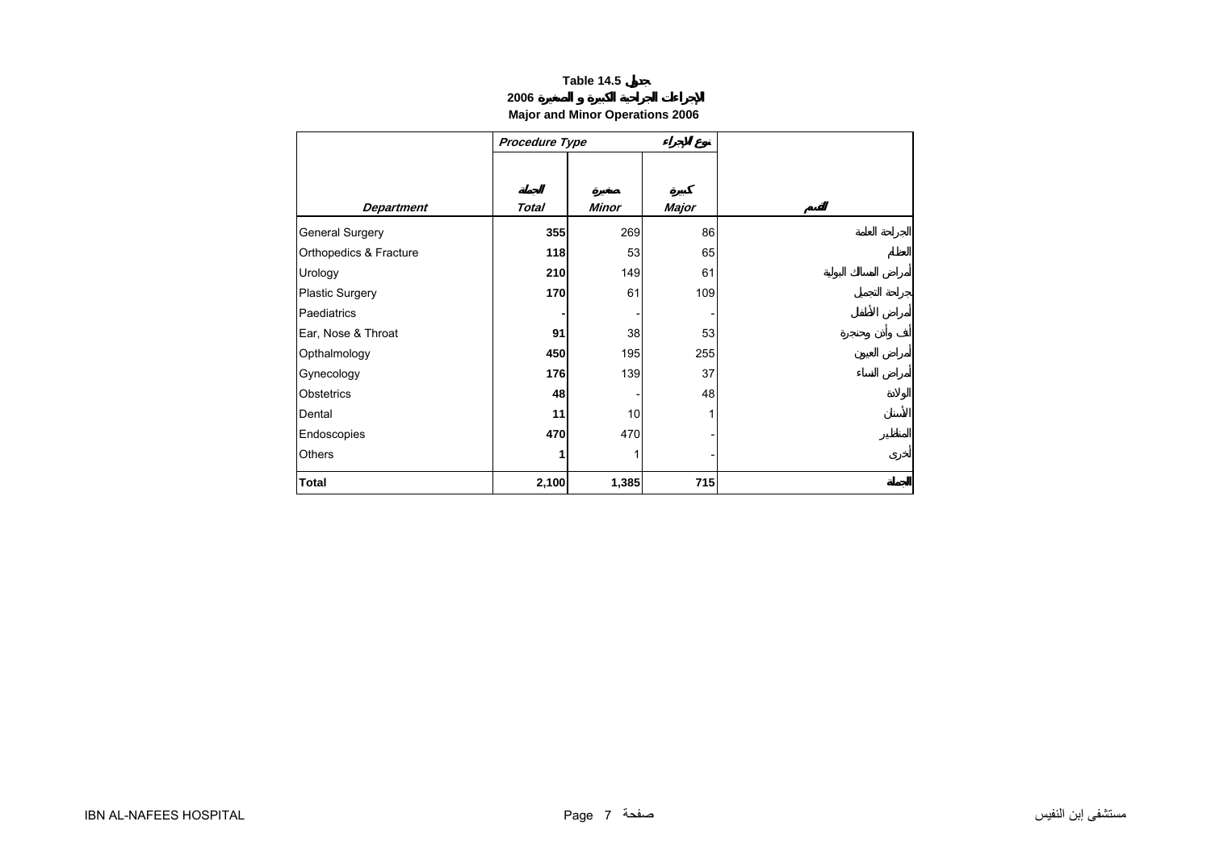**Table 14.5 جدول**

**2006 الإجراءات الجراحية الكبيرة و الصغيرة**

**Major and Minor Operations 2006**

| *Department* | *Procedure Type* | | *نوع الإجراء* | |
|---|---|---|---|---|
| | الجملة *Total* | صغيرة *Minor* | كبيرة *Major* | القسم |
| General Surgery | **355** | 269 | 86 | الجراحة العامة |
| Orthopedics & Fracture | **118** | 53 | 65 | العظام |
| Urology | **210** | 149 | 61 | أمراض المسالك البولية |
| Plastic Surgery | **170** | 61 | 109 | جراحة التجميل |
| Paediatrics | **-** | - | - | أمراض الأطفال |
| Ear, Nose & Throat | **91** | 38 | 53 | أنف وأذن وحنجرة |
| Opthalmology | **450** | 195 | 255 | أمراض العيون |
| Gynecology | **176** | 139 | 37 | أمراض النساء |
| Obstetrics | **48** | - | 48 | الولادة |
| Dental | **11** | 10 | 1 | الأسنان |
| Endoscopies | **470** | 470 | - | المناظير |
| Others | **1** | 1 | - | أخرى |
| **Total** | **2,100** | **1,385** | **715** | **الجملة** |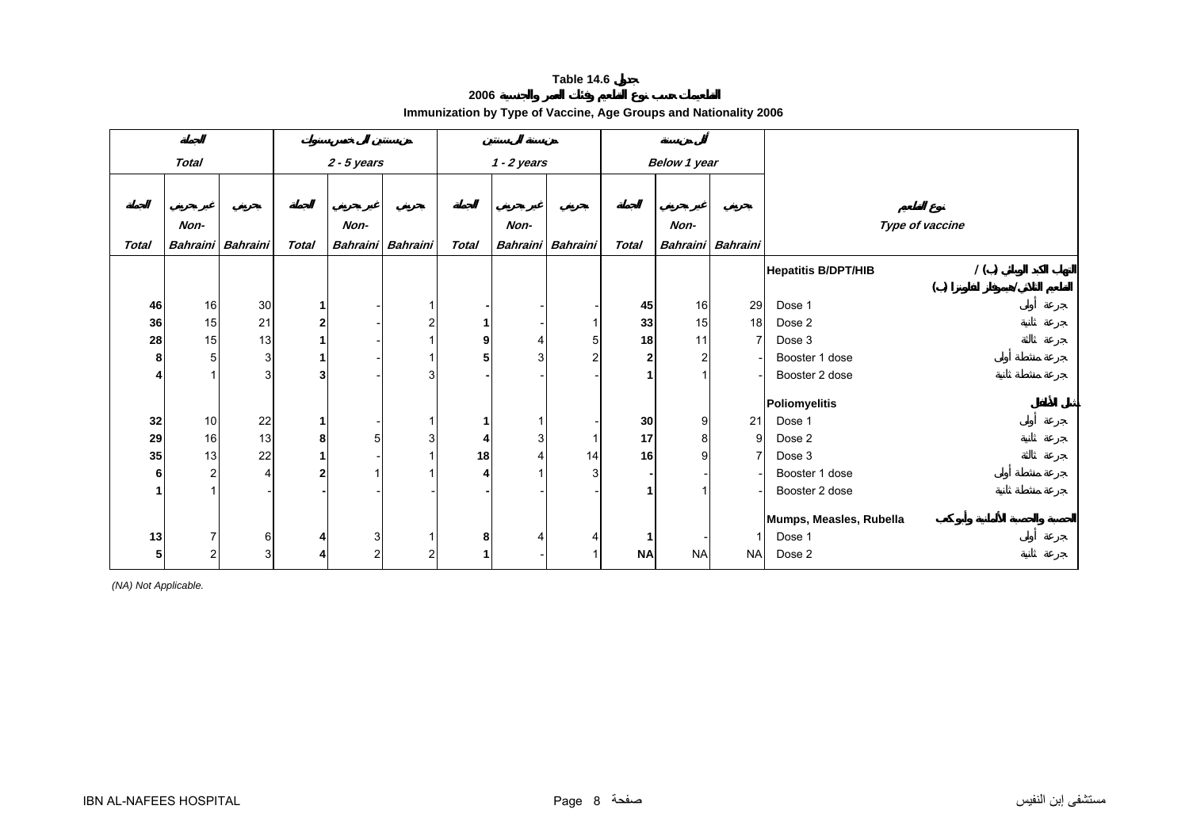# Table 14.6 جدول

## التطعيمات حسب نوع التطعيم وفئات العمر والجنسية 2006

## Immunization by Type of Vaccine, Age Groups and Nationality 2006

| الجملة Total | | | من سنتين إلى خمس سنوات 2 - 5 years | | | من سنة إلى سنتين 1 - 2 years | | | أقل من سنة Below 1 year | | | |
|---|---|---|---|---|---|---|---|---|---|---|---|---|
| الجملة Total | غير بحريني Non-Bahraini | بحريني Bahraini | الجملة Total | غير بحريني Non-Bahraini | بحريني Bahraini | الجملة Total | غير بحريني Non-Bahraini | بحريني Bahraini | الجملة Total | غير بحريني Non-Bahraini | بحريني Bahraini | نوع التطعيم Type of vaccine |
| | | | | | | | | | | | | **Hepatitis B/DPT/HIB** |
| **46** | 16 | 30 | **1** | - | 1 | **-** | - | - | **45** | 16 | 29 | Dose 1 جرعة أولى |
| **36** | 15 | 21 | **2** | - | 2 | **1** | - | 1 | **33** | 15 | 18 | Dose 2 جرعة ثانية |
| **28** | 15 | 13 | **1** | - | 1 | **9** | 4 | 5 | **18** | 11 | 7 | Dose 3 جرعة ثالثة |
| **8** | 5 | 3 | **1** | - | 1 | **5** | 3 | 2 | **2** | 2 | - | Booster 1 dose جرعة منشطة أولى |
| **4** | 1 | 3 | **3** | - | 3 | **-** | - | - | **1** | 1 | - | Booster 2 dose جرعة منشطة ثانية |
| | | | | | | | | | | | | **Poliomyelitis** شلل الأطفال |
| **32** | 10 | 22 | **1** | - | 1 | **1** | 1 | - | **30** | 9 | 21 | Dose 1 جرعة أولى |
| **29** | 16 | 13 | **8** | 5 | 3 | **4** | 3 | 1 | **17** | 8 | 9 | Dose 2 جرعة ثانية |
| **35** | 13 | 22 | **1** | - | 1 | **18** | 4 | 14 | **16** | 9 | 7 | Dose 3 جرعة ثالثة |
| **6** | 2 | 4 | **2** | 1 | 1 | **4** | 1 | 3 | **-** | - | - | Booster 1 dose جرعة منشطة أولى |
| **1** | 1 | - | **-** | - | - | **-** | - | - | **1** | 1 | - | Booster 2 dose جرعة منشطة ثانية |
| | | | | | | | | | | | | **Mumps, Measles, Rubella** |
| **13** | 7 | 6 | **4** | 3 | 1 | **8** | 4 | 4 | **1** | - | 1 | Dose 1 جرعة أولى |
| **5** | 2 | 3 | **4** | 2 | 2 | **1** | - | 1 | **NA** | NA | NA | Dose 2 جرعة ثانية |

*(NA) Not Applicable.*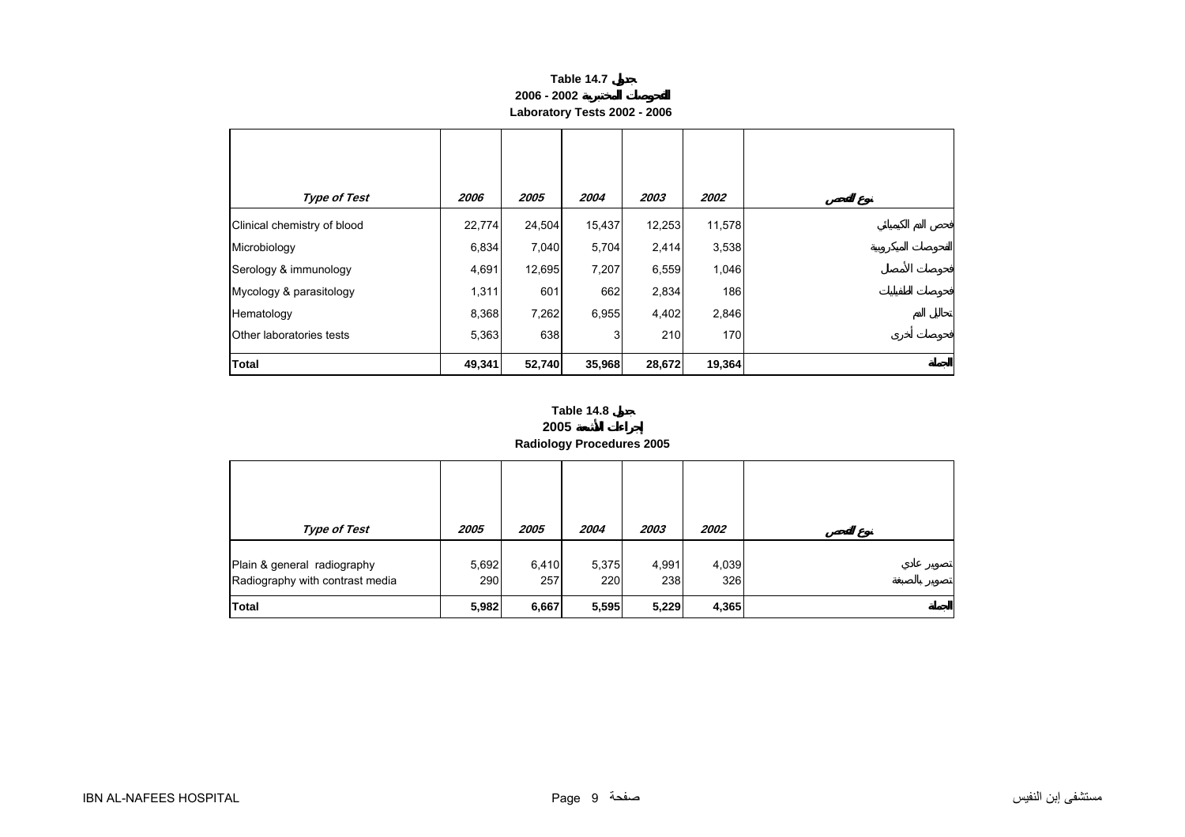**Table 14.7 جدول**

**2006 - 2002 الفحوصات المختبرية**

**Laboratory Tests 2002 - 2006**

| *Type of Test* | *2006* | *2005* | *2004* | *2003* | *2002* | نوع الفحص |
|---|---|---|---|---|---|---|
| Clinical chemistry of blood | 22,774 | 24,504 | 15,437 | 12,253 | 11,578 | فحص الدم الكيميائي |
| Microbiology | 6,834 | 7,040 | 5,704 | 2,414 | 3,538 | الفحوصات الميكروبية |
| Serology & immunology | 4,691 | 12,695 | 7,207 | 6,559 | 1,046 | فحوصات الأمصال |
| Mycology & parasitology | 1,311 | 601 | 662 | 2,834 | 186 | فحوصات الطفيليات |
| Hematology | 8,368 | 7,262 | 6,955 | 4,402 | 2,846 | تحاليل الدم |
| Other laboratories tests | 5,363 | 638 | 3 | 210 | 170 | فحوصات أخرى |
| **Total** | **49,341** | **52,740** | **35,968** | **28,672** | **19,364** | **الجملة** |

**Table 14.8 جدول**

**2005 إجراءات الأشعة**

**Radiology Procedures 2005**

| *Type of Test* | *2005* | *2005* | *2004* | *2003* | *2002* | نوع الفحص |
|---|---|---|---|---|---|---|
| Plain & general radiography | 5,692 | 6,410 | 5,375 | 4,991 | 4,039 | تصوير عادي |
| Radiography with contrast media | 290 | 257 | 220 | 238 | 326 | تصوير بالصبغة |
| **Total** | **5,982** | **6,667** | **5,595** | **5,229** | **4,365** | **الجملة** |